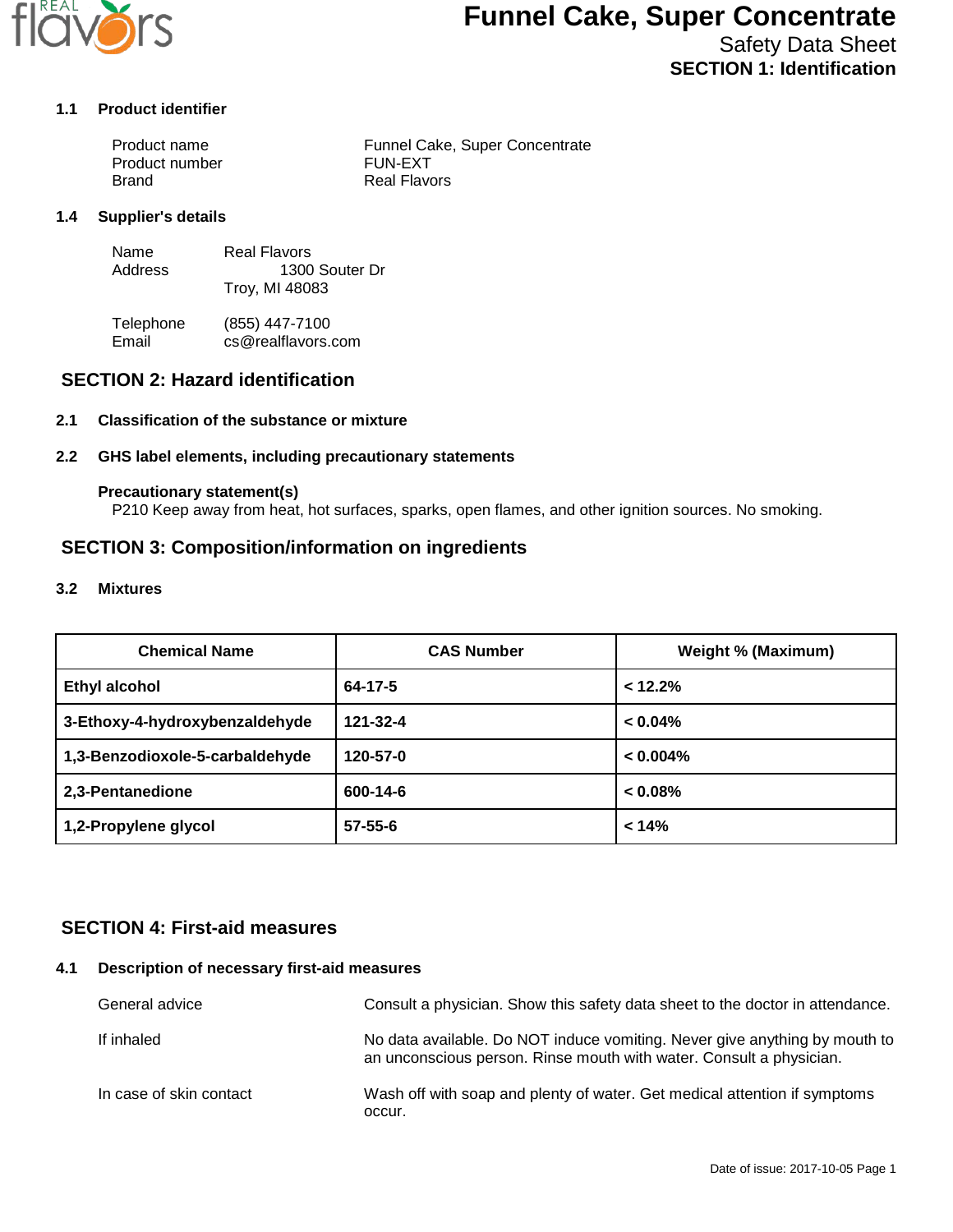# Funnel Cake, Super Concentrate

## Safety Data Sheet

## SECTION 1: Identification

### 1.1 Product identifier

Product name: Funnel Cake, Super Concentrate
Product number: FUN-EXT
Brand: Real Flavors

### 1.4 Supplier's details

Name: Real Flavors
Address: 1300 Souter Dr
Troy, MI 48083

Telephone: (855) 447-7100
Email: cs@realflavors.com

## SECTION 2: Hazard identification

### 2.1 Classification of the substance or mixture

### 2.2 GHS label elements, including precautionary statements

**Precautionary statement(s)**

P210 Keep away from heat, hot surfaces, sparks, open flames, and other ignition sources. No smoking.

## SECTION 3: Composition/information on ingredients

### 3.2 Mixtures

| Chemical Name | CAS Number | Weight % (Maximum) |
|---|---|---|
| Ethyl alcohol | 64-17-5 | < 12.2% |
| 3-Ethoxy-4-hydroxybenzaldehyde | 121-32-4 | < 0.04% |
| 1,3-Benzodioxole-5-carbaldehyde | 120-57-0 | < 0.004% |
| 2,3-Pentanedione | 600-14-6 | < 0.08% |
| 1,2-Propylene glycol | 57-55-6 | < 14% |

## SECTION 4: First-aid measures

### 4.1 Description of necessary first-aid measures

General advice: Consult a physician. Show this safety data sheet to the doctor in attendance.

If inhaled: No data available. Do NOT induce vomiting. Never give anything by mouth to an unconscious person. Rinse mouth with water. Consult a physician.

In case of skin contact: Wash off with soap and plenty of water. Get medical attention if symptoms occur.

Date of issue: 2017-10-05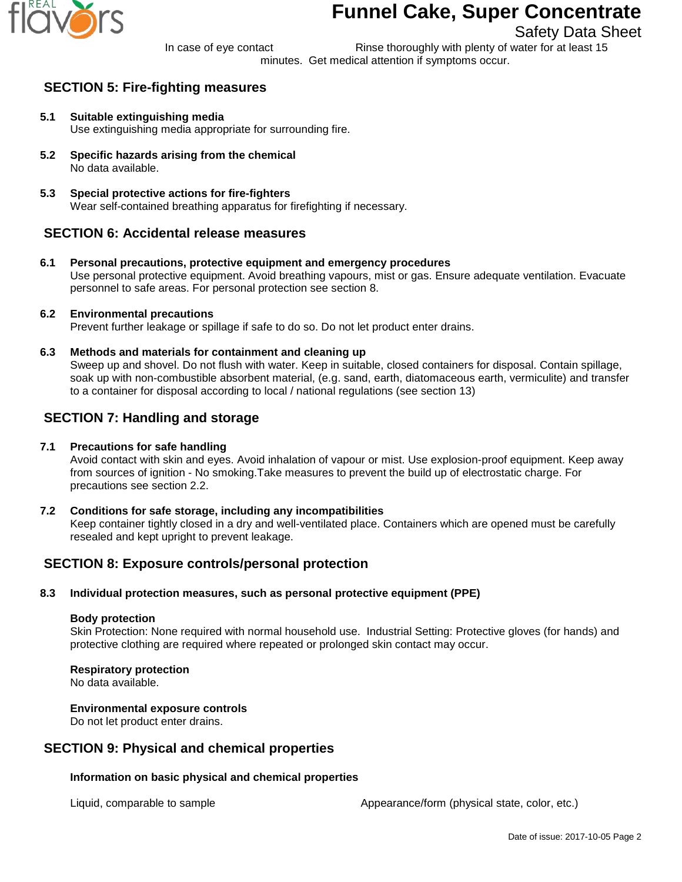In case of eye contact Rinse thoroughly with plenty of water for at least 15 minutes. Get medical attention if symptoms occur.

## SECTION 5: Fire-fighting measures

**5.1 Suitable extinguishing media**
Use extinguishing media appropriate for surrounding fire.

**5.2 Specific hazards arising from the chemical**
No data available.

**5.3 Special protective actions for fire-fighters**
Wear self-contained breathing apparatus for firefighting if necessary.

## SECTION 6: Accidental release measures

**6.1 Personal precautions, protective equipment and emergency procedures**
Use personal protective equipment. Avoid breathing vapours, mist or gas. Ensure adequate ventilation. Evacuate personnel to safe areas. For personal protection see section 8.

**6.2 Environmental precautions**
Prevent further leakage or spillage if safe to do so. Do not let product enter drains.

**6.3 Methods and materials for containment and cleaning up**
Sweep up and shovel. Do not flush with water. Keep in suitable, closed containers for disposal. Contain spillage, soak up with non-combustible absorbent material, (e.g. sand, earth, diatomaceous earth, vermiculite) and transfer to a container for disposal according to local / national regulations (see section 13)

## SECTION 7: Handling and storage

**7.1 Precautions for safe handling**
Avoid contact with skin and eyes. Avoid inhalation of vapour or mist. Use explosion-proof equipment. Keep away from sources of ignition - No smoking.Take measures to prevent the build up of electrostatic charge. For precautions see section 2.2.

**7.2 Conditions for safe storage, including any incompatibilities**
Keep container tightly closed in a dry and well-ventilated place. Containers which are opened must be carefully resealed and kept upright to prevent leakage.

## SECTION 8: Exposure controls/personal protection

**8.3 Individual protection measures, such as personal protective equipment (PPE)**

**Body protection**
Skin Protection: None required with normal household use. Industrial Setting: Protective gloves (for hands) and protective clothing are required where repeated or prolonged skin contact may occur.

**Respiratory protection**
No data available.

**Environmental exposure controls**
Do not let product enter drains.

## SECTION 9: Physical and chemical properties

**Information on basic physical and chemical properties**

Liquid, comparable to sample — Appearance/form (physical state, color, etc.)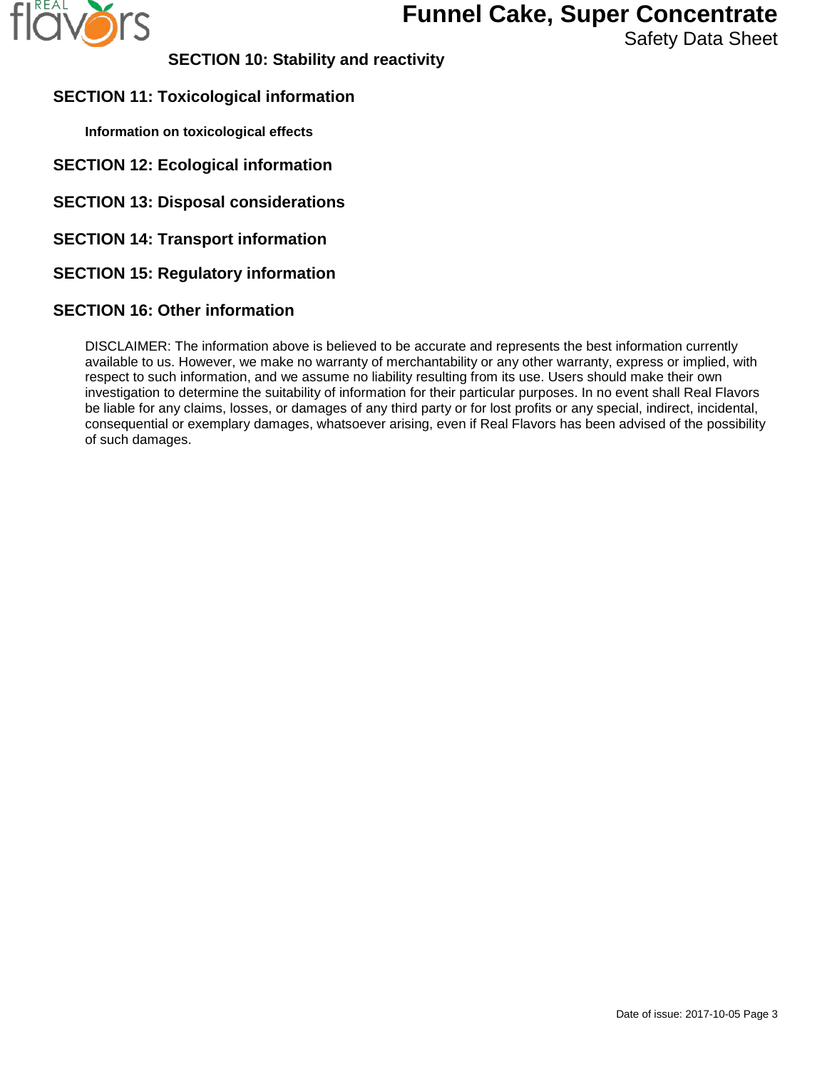## SECTION 10: Stability and reactivity

## SECTION 11: Toxicological information

**Information on toxicological effects**

## SECTION 12: Ecological information

## SECTION 13: Disposal considerations

## SECTION 14: Transport information

## SECTION 15: Regulatory information

## SECTION 16: Other information

DISCLAIMER: The information above is believed to be accurate and represents the best information currently available to us. However, we make no warranty of merchantability or any other warranty, express or implied, with respect to such information, and we assume no liability resulting from its use. Users should make their own investigation to determine the suitability of information for their particular purposes. In no event shall Real Flavors be liable for any claims, losses, or damages of any third party or for lost profits or any special, indirect, incidental, consequential or exemplary damages, whatsoever arising, even if Real Flavors has been advised of the possibility of such damages.